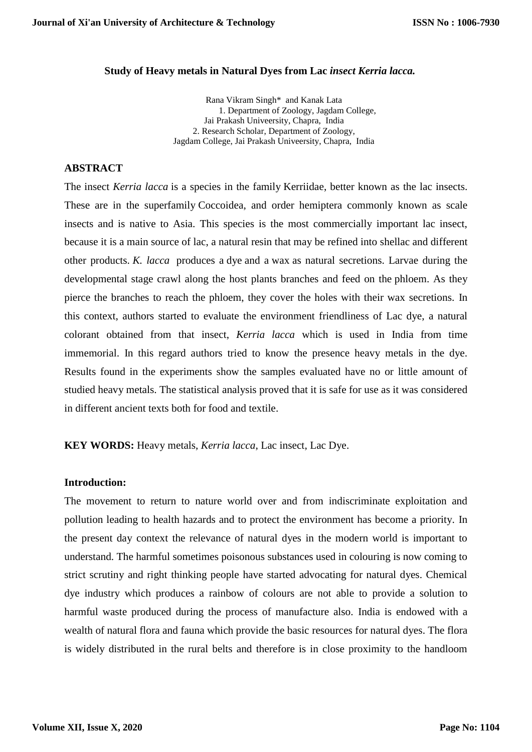# Study of Heavy metals in Natural Dyes from Lac *insect Kerria lacca.*

Rana Vikram Singh* and Kanak Lata

1. Department of Zoology, Jagdam College, Jai Prakash Univeersity, Chapra, India
2. Research Scholar, Department of Zoology, Jagdam College, Jai Prakash Univeersity, Chapra, India

## ABSTRACT

The insect *Kerria lacca* is a species in the family Kerriidae, better known as the lac insects. These are in the superfamily Coccoidea, and order hemiptera commonly known as scale insects and is native to Asia. This species is the most commercially important lac insect, because it is a main source of lac, a natural resin that may be refined into shellac and different other products. *K. lacca* produces a dye and a wax as natural secretions. Larvae during the developmental stage crawl along the host plants branches and feed on the phloem. As they pierce the branches to reach the phloem, they cover the holes with their wax secretions. In this context, authors started to evaluate the environment friendliness of Lac dye, a natural colorant obtained from that insect, *Kerria lacca* which is used in India from time immemorial. In this regard authors tried to know the presence heavy metals in the dye. Results found in the experiments show the samples evaluated have no or little amount of studied heavy metals. The statistical analysis proved that it is safe for use as it was considered in different ancient texts both for food and textile.

**KEY WORDS:** Heavy metals, *Kerria lacca*, Lac insect, Lac Dye.

## Introduction:

The movement to return to nature world over and from indiscriminate exploitation and pollution leading to health hazards and to protect the environment has become a priority. In the present day context the relevance of natural dyes in the modern world is important to understand. The harmful sometimes poisonous substances used in colouring is now coming to strict scrutiny and right thinking people have started advocating for natural dyes. Chemical dye industry which produces a rainbow of colours are not able to provide a solution to harmful waste produced during the process of manufacture also. India is endowed with a wealth of natural flora and fauna which provide the basic resources for natural dyes. The flora is widely distributed in the rural belts and therefore is in close proximity to the handloom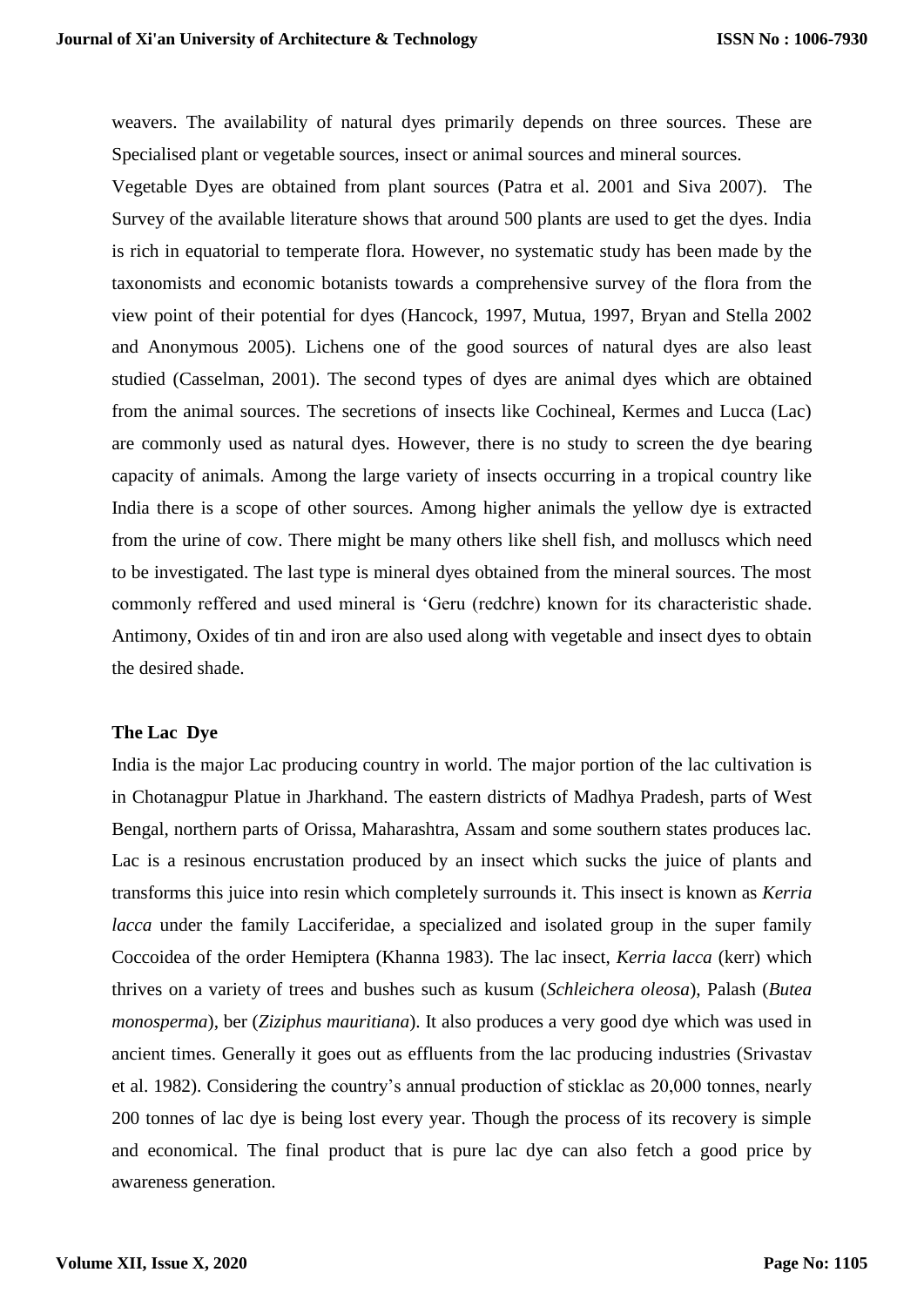weavers. The availability of natural dyes primarily depends on three sources. These are Specialised plant or vegetable sources, insect or animal sources and mineral sources.

Vegetable Dyes are obtained from plant sources (Patra et al. 2001 and Siva 2007). The Survey of the available literature shows that around 500 plants are used to get the dyes. India is rich in equatorial to temperate flora. However, no systematic study has been made by the taxonomists and economic botanists towards a comprehensive survey of the flora from the view point of their potential for dyes (Hancock, 1997, Mutua, 1997, Bryan and Stella 2002 and Anonymous 2005). Lichens one of the good sources of natural dyes are also least studied (Casselman, 2001). The second types of dyes are animal dyes which are obtained from the animal sources. The secretions of insects like Cochineal, Kermes and Lucca (Lac) are commonly used as natural dyes. However, there is no study to screen the dye bearing capacity of animals. Among the large variety of insects occurring in a tropical country like India there is a scope of other sources. Among higher animals the yellow dye is extracted from the urine of cow. There might be many others like shell fish, and molluscs which need to be investigated. The last type is mineral dyes obtained from the mineral sources. The most commonly reffered and used mineral is 'Geru (redchre) known for its characteristic shade. Antimony, Oxides of tin and iron are also used along with vegetable and insect dyes to obtain the desired shade.

**The Lac Dye**

India is the major Lac producing country in world. The major portion of the lac cultivation is in Chotanagpur Platue in Jharkhand. The eastern districts of Madhya Pradesh, parts of West Bengal, northern parts of Orissa, Maharashtra, Assam and some southern states produces lac. Lac is a resinous encrustation produced by an insect which sucks the juice of plants and transforms this juice into resin which completely surrounds it. This insect is known as *Kerria lacca* under the family Lacciferidae, a specialized and isolated group in the super family Coccoidea of the order Hemiptera (Khanna 1983). The lac insect, *Kerria lacca* (kerr) which thrives on a variety of trees and bushes such as kusum (*Schleichera oleosa*), Palash (*Butea monosperma*), ber (*Ziziphus mauritiana*). It also produces a very good dye which was used in ancient times. Generally it goes out as effluents from the lac producing industries (Srivastav et al. 1982). Considering the country's annual production of sticklac as 20,000 tonnes, nearly 200 tonnes of lac dye is being lost every year. Though the process of its recovery is simple and economical. The final product that is pure lac dye can also fetch a good price by awareness generation.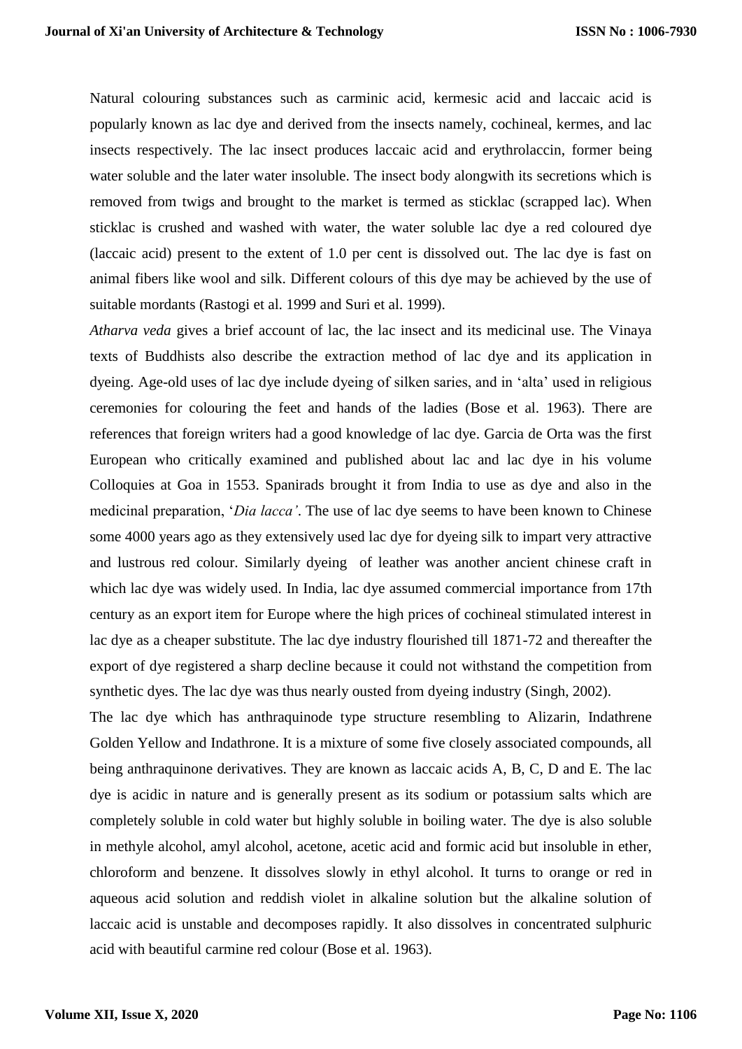Natural colouring substances such as carminic acid, kermesic acid and laccaic acid is popularly known as lac dye and derived from the insects namely, cochineal, kermes, and lac insects respectively. The lac insect produces laccaic acid and erythrolaccin, former being water soluble and the later water insoluble. The insect body alongwith its secretions which is removed from twigs and brought to the market is termed as sticklac (scrapped lac). When sticklac is crushed and washed with water, the water soluble lac dye a red coloured dye (laccaic acid) present to the extent of 1.0 per cent is dissolved out. The lac dye is fast on animal fibers like wool and silk. Different colours of this dye may be achieved by the use of suitable mordants (Rastogi et al. 1999 and Suri et al. 1999).

*Atharva veda* gives a brief account of lac, the lac insect and its medicinal use. The Vinaya texts of Buddhists also describe the extraction method of lac dye and its application in dyeing. Age-old uses of lac dye include dyeing of silken saries, and in 'alta' used in religious ceremonies for colouring the feet and hands of the ladies (Bose et al. 1963). There are references that foreign writers had a good knowledge of lac dye. Garcia de Orta was the first European who critically examined and published about lac and lac dye in his volume Colloquies at Goa in 1553. Spanirads brought it from India to use as dye and also in the medicinal preparation, '*Dia lacca'*. The use of lac dye seems to have been known to Chinese some 4000 years ago as they extensively used lac dye for dyeing silk to impart very attractive and lustrous red colour. Similarly dyeing of leather was another ancient chinese craft in which lac dye was widely used. In India, lac dye assumed commercial importance from 17th century as an export item for Europe where the high prices of cochineal stimulated interest in lac dye as a cheaper substitute. The lac dye industry flourished till 1871-72 and thereafter the export of dye registered a sharp decline because it could not withstand the competition from synthetic dyes. The lac dye was thus nearly ousted from dyeing industry (Singh, 2002).

The lac dye which has anthraquinode type structure resembling to Alizarin, Indathrene Golden Yellow and Indathrone. It is a mixture of some five closely associated compounds, all being anthraquinone derivatives. They are known as laccaic acids A, B, C, D and E. The lac dye is acidic in nature and is generally present as its sodium or potassium salts which are completely soluble in cold water but highly soluble in boiling water. The dye is also soluble in methyle alcohol, amyl alcohol, acetone, acetic acid and formic acid but insoluble in ether, chloroform and benzene. It dissolves slowly in ethyl alcohol. It turns to orange or red in aqueous acid solution and reddish violet in alkaline solution but the alkaline solution of laccaic acid is unstable and decomposes rapidly. It also dissolves in concentrated sulphuric acid with beautiful carmine red colour (Bose et al. 1963).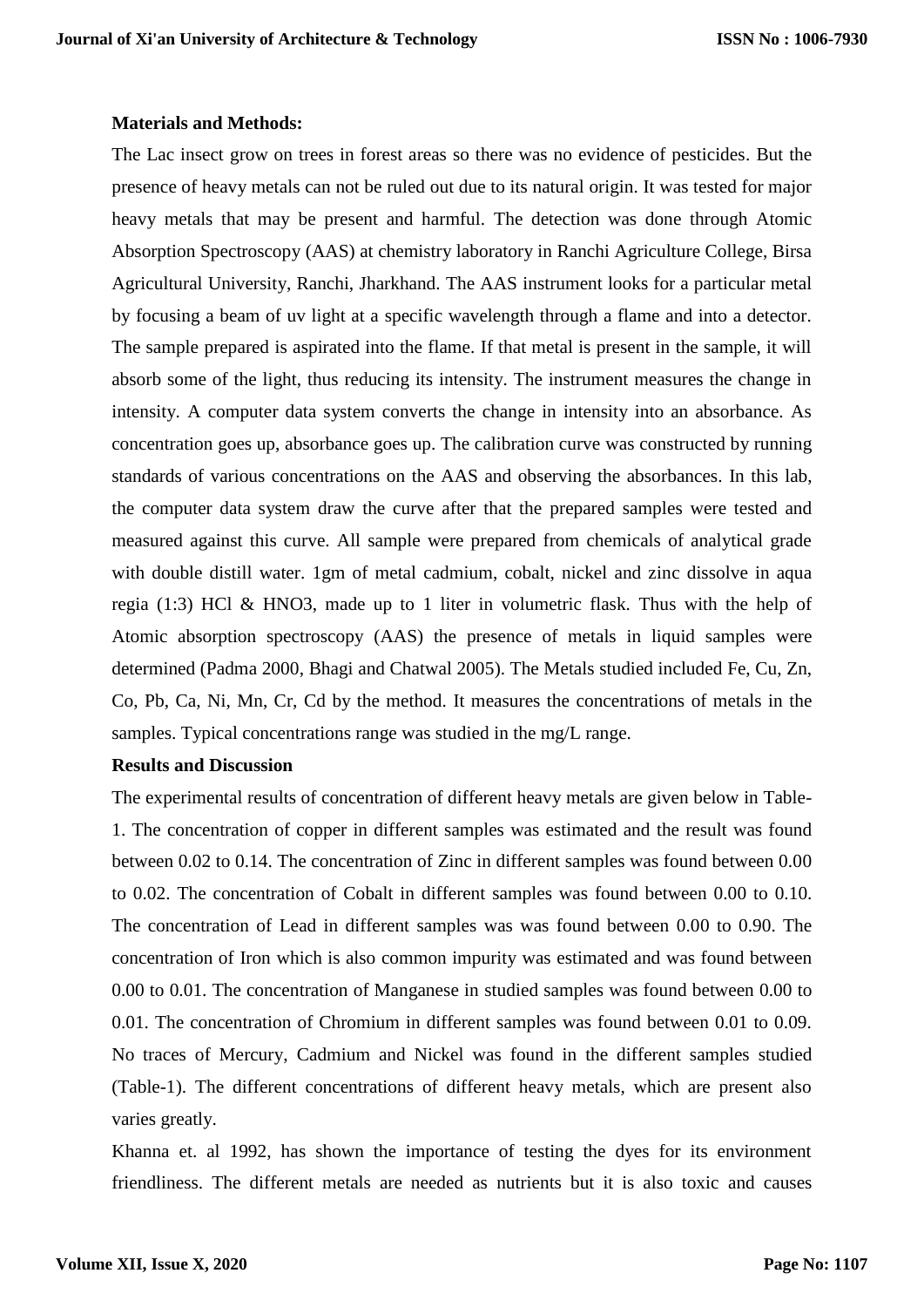**Materials and Methods:**

The Lac insect grow on trees in forest areas so there was no evidence of pesticides. But the presence of heavy metals can not be ruled out due to its natural origin. It was tested for major heavy metals that may be present and harmful. The detection was done through Atomic Absorption Spectroscopy (AAS) at chemistry laboratory in Ranchi Agriculture College, Birsa Agricultural University, Ranchi, Jharkhand. The AAS instrument looks for a particular metal by focusing a beam of uv light at a specific wavelength through a flame and into a detector. The sample prepared is aspirated into the flame. If that metal is present in the sample, it will absorb some of the light, thus reducing its intensity. The instrument measures the change in intensity. A computer data system converts the change in intensity into an absorbance. As concentration goes up, absorbance goes up. The calibration curve was constructed by running standards of various concentrations on the AAS and observing the absorbances. In this lab, the computer data system draw the curve after that the prepared samples were tested and measured against this curve. All sample were prepared from chemicals of analytical grade with double distill water. 1gm of metal cadmium, cobalt, nickel and zinc dissolve in aqua regia (1:3) HCl & $HNO_3$, made up to 1 liter in volumetric flask. Thus with the help of Atomic absorption spectroscopy (AAS) the presence of metals in liquid samples were determined (Padma 2000, Bhagi and Chatwal 2005). The Metals studied included Fe, Cu, Zn, Co, Pb, Ca, Ni, Mn, Cr, Cd by the method. It measures the concentrations of metals in the samples. Typical concentrations range was studied in the mg/L range.

**Results and Discussion**

The experimental results of concentration of different heavy metals are given below in Table-1. The concentration of copper in different samples was estimated and the result was found between 0.02 to 0.14. The concentration of Zinc in different samples was found between 0.00 to 0.02. The concentration of Cobalt in different samples was found between 0.00 to 0.10. The concentration of Lead in different samples was was found between 0.00 to 0.90. The concentration of Iron which is also common impurity was estimated and was found between 0.00 to 0.01. The concentration of Manganese in studied samples was found between 0.00 to 0.01. The concentration of Chromium in different samples was found between 0.01 to 0.09. No traces of Mercury, Cadmium and Nickel was found in the different samples studied (Table-1). The different concentrations of different heavy metals, which are present also varies greatly.

Khanna et. al 1992, has shown the importance of testing the dyes for its environment friendliness. The different metals are needed as nutrients but it is also toxic and causes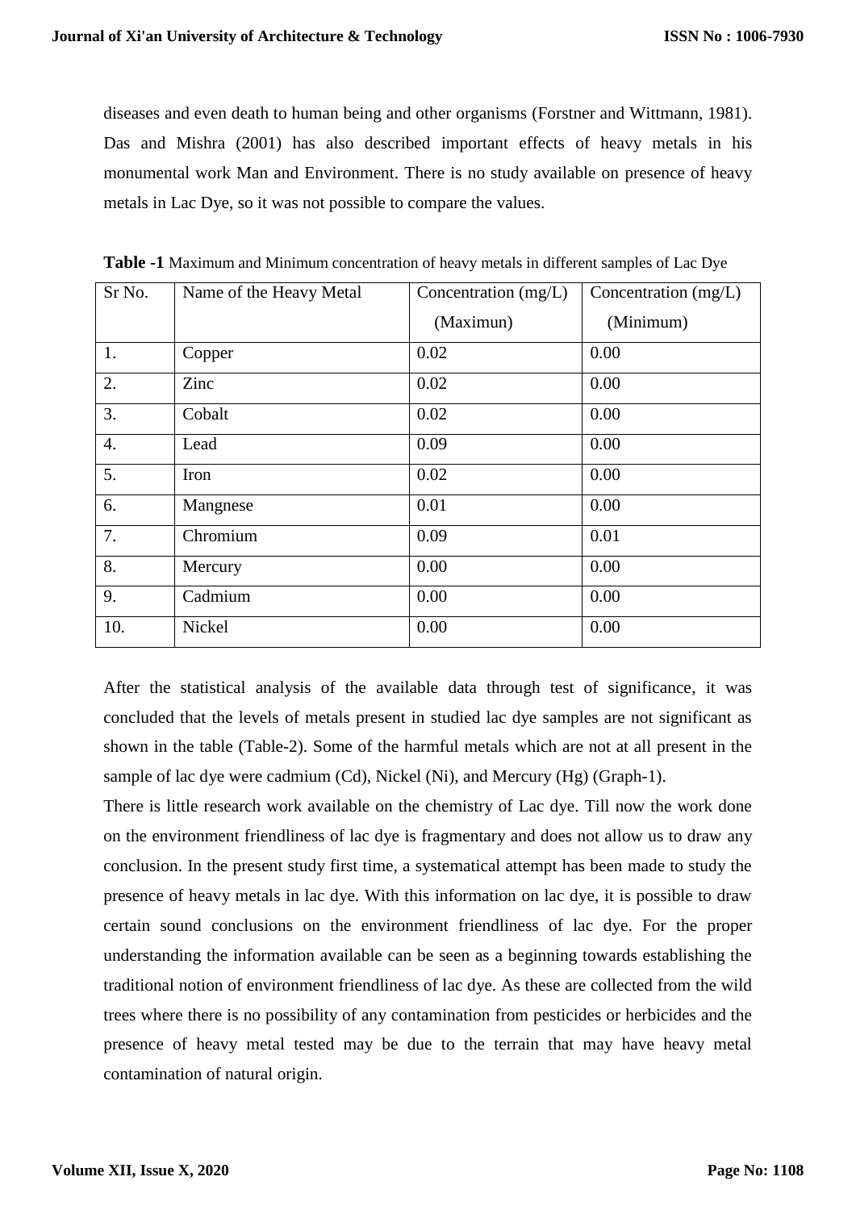diseases and even death to human being and other organisms (Forstner and Wittmann, 1981). Das and Mishra (2001) has also described important effects of heavy metals in his monumental work Man and Environment. There is no study available on presence of heavy metals in Lac Dye, so it was not possible to compare the values.

**Table -1** Maximum and Minimum concentration of heavy metals in different samples of Lac Dye

| Sr No. | Name of the Heavy Metal | Concentration (mg/L) (Maximun) | Concentration (mg/L) (Minimum) |
|---|---|---|---|
| 1. | Copper | 0.02 | 0.00 |
| 2. | Zinc | 0.02 | 0.00 |
| 3. | Cobalt | 0.02 | 0.00 |
| 4. | Lead | 0.09 | 0.00 |
| 5. | Iron | 0.02 | 0.00 |
| 6. | Mangnese | 0.01 | 0.00 |
| 7. | Chromium | 0.09 | 0.01 |
| 8. | Mercury | 0.00 | 0.00 |
| 9. | Cadmium | 0.00 | 0.00 |
| 10. | Nickel | 0.00 | 0.00 |

After the statistical analysis of the available data through test of significance, it was concluded that the levels of metals present in studied lac dye samples are not significant as shown in the table (Table-2). Some of the harmful metals which are not at all present in the sample of lac dye were cadmium (Cd), Nickel (Ni), and Mercury (Hg) (Graph-1).

There is little research work available on the chemistry of Lac dye. Till now the work done on the environment friendliness of lac dye is fragmentary and does not allow us to draw any conclusion. In the present study first time, a systematical attempt has been made to study the presence of heavy metals in lac dye. With this information on lac dye, it is possible to draw certain sound conclusions on the environment friendliness of lac dye. For the proper understanding the information available can be seen as a beginning towards establishing the traditional notion of environment friendliness of lac dye. As these are collected from the wild trees where there is no possibility of any contamination from pesticides or herbicides and the presence of heavy metal tested may be due to the terrain that may have heavy metal contamination of natural origin.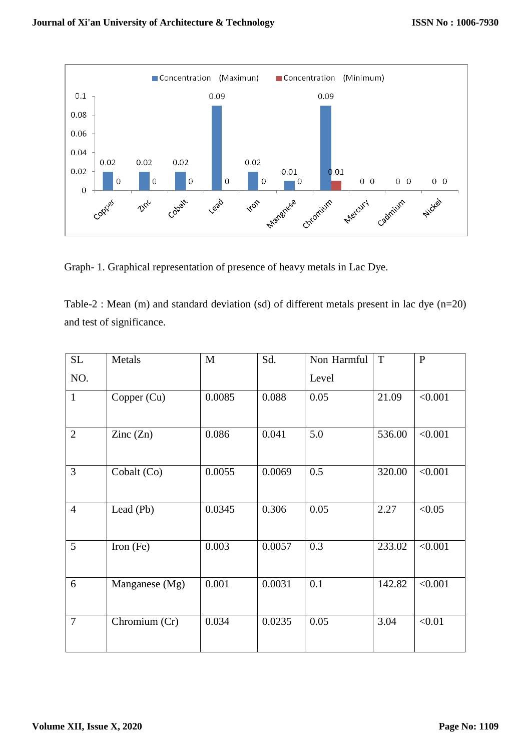Graph- 1. Graphical representation of presence of heavy metals in Lac Dye.

Table-2 : Mean (m) and standard deviation (sd) of different metals present in lac dye (n=20) and test of significance.

| SL NO. | Metals | M | Sd. | Non Harmful Level | T | P |
|---|---|---|---|---|---|---|
| 1 | Copper (Cu) | 0.0085 | 0.088 | 0.05 | 21.09 | <0.001 |
| 2 | Zinc (Zn) | 0.086 | 0.041 | 5.0 | 536.00 | <0.001 |
| 3 | Cobalt (Co) | 0.0055 | 0.0069 | 0.5 | 320.00 | <0.001 |
| 4 | Lead (Pb) | 0.0345 | 0.306 | 0.05 | 2.27 | <0.05 |
| 5 | Iron (Fe) | 0.003 | 0.0057 | 0.3 | 233.02 | <0.001 |
| 6 | Manganese (Mg) | 0.001 | 0.0031 | 0.1 | 142.82 | <0.001 |
| 7 | Chromium (Cr) | 0.034 | 0.0235 | 0.05 | 3.04 | <0.01 |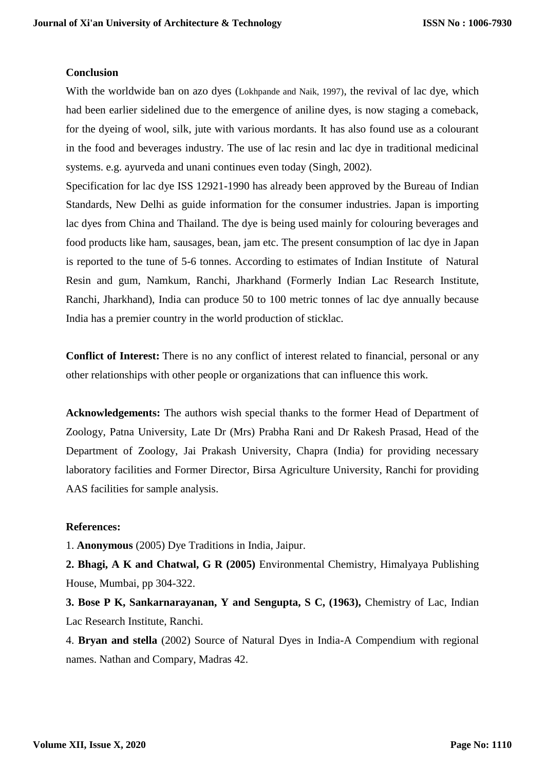**Conclusion**

With the worldwide ban on azo dyes (Lokhpande and Naik, 1997), the revival of lac dye, which had been earlier sidelined due to the emergence of aniline dyes, is now staging a comeback, for the dyeing of wool, silk, jute with various mordants. It has also found use as a colourant in the food and beverages industry. The use of lac resin and lac dye in traditional medicinal systems. e.g. ayurveda and unani continues even today (Singh, 2002).

Specification for lac dye ISS 12921-1990 has already been approved by the Bureau of Indian Standards, New Delhi as guide information for the consumer industries. Japan is importing lac dyes from China and Thailand. The dye is being used mainly for colouring beverages and food products like ham, sausages, bean, jam etc. The present consumption of lac dye in Japan is reported to the tune of 5-6 tonnes. According to estimates of Indian Institute of Natural Resin and gum, Namkum, Ranchi, Jharkhand (Formerly Indian Lac Research Institute, Ranchi, Jharkhand), India can produce 50 to 100 metric tonnes of lac dye annually because India has a premier country in the world production of sticklac.

**Conflict of Interest:** There is no any conflict of interest related to financial, personal or any other relationships with other people or organizations that can influence this work.

**Acknowledgements:** The authors wish special thanks to the former Head of Department of Zoology, Patna University, Late Dr (Mrs) Prabha Rani and Dr Rakesh Prasad, Head of the Department of Zoology, Jai Prakash University, Chapra (India) for providing necessary laboratory facilities and Former Director, Birsa Agriculture University, Ranchi for providing AAS facilities for sample analysis.

**References:**

1. **Anonymous** (2005) Dye Traditions in India, Jaipur.

**2. Bhagi, A K and Chatwal, G R (2005)** Environmental Chemistry, Himalyaya Publishing House, Mumbai, pp 304-322.

**3. Bose P K, Sankarnarayanan, Y and Sengupta, S C, (1963),** Chemistry of Lac, Indian Lac Research Institute, Ranchi.

4. **Bryan and stella** (2002) Source of Natural Dyes in India-A Compendium with regional names. Nathan and Compary, Madras 42.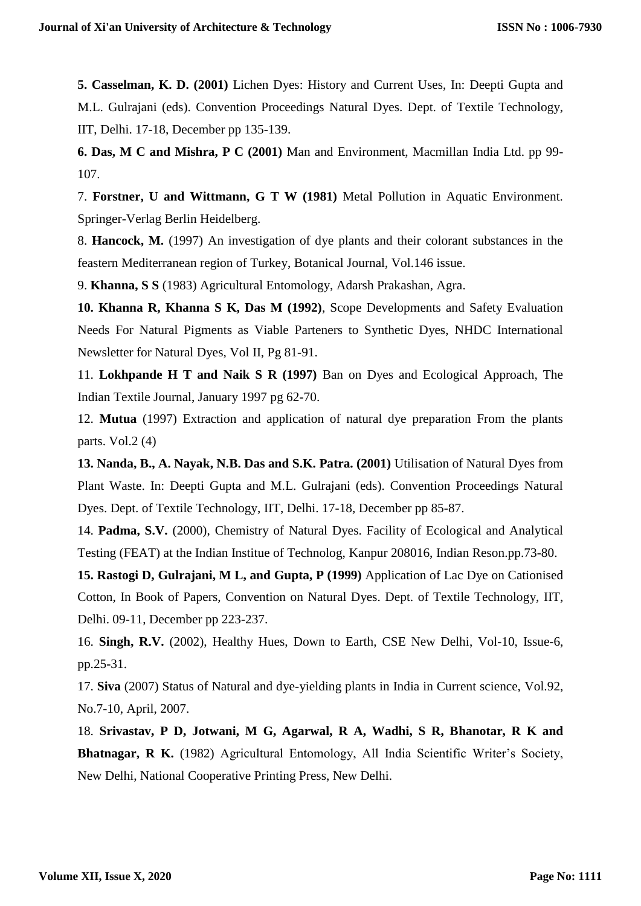**5. Casselman, K. D. (2001)** Lichen Dyes: History and Current Uses, In: Deepti Gupta and M.L. Gulrajani (eds). Convention Proceedings Natural Dyes. Dept. of Textile Technology, IIT, Delhi. 17-18, December pp 135-139.

**6. Das, M C and Mishra, P C (2001)** Man and Environment, Macmillan India Ltd. pp 99-107.

7. **Forstner, U and Wittmann, G T W (1981)** Metal Pollution in Aquatic Environment. Springer-Verlag Berlin Heidelberg.

8. **Hancock, M.** (1997) An investigation of dye plants and their colorant substances in the feastern Mediterranean region of Turkey, Botanical Journal, Vol.146 issue.

9. **Khanna, S S** (1983) Agricultural Entomology, Adarsh Prakashan, Agra.

**10. Khanna R, Khanna S K, Das M (1992)**, Scope Developments and Safety Evaluation Needs For Natural Pigments as Viable Parteners to Synthetic Dyes, NHDC International Newsletter for Natural Dyes, Vol II, Pg 81-91.

11. **Lokhpande H T and Naik S R (1997)** Ban on Dyes and Ecological Approach, The Indian Textile Journal, January 1997 pg 62-70.

12. **Mutua** (1997) Extraction and application of natural dye preparation From the plants parts. Vol.2 (4)

**13. Nanda, B., A. Nayak, N.B. Das and S.K. Patra. (2001)** Utilisation of Natural Dyes from Plant Waste. In: Deepti Gupta and M.L. Gulrajani (eds). Convention Proceedings Natural Dyes. Dept. of Textile Technology, IIT, Delhi. 17-18, December pp 85-87.

14. **Padma, S.V.** (2000), Chemistry of Natural Dyes. Facility of Ecological and Analytical Testing (FEAT) at the Indian Institue of Technolog, Kanpur 208016, Indian Reson.pp.73-80.

**15. Rastogi D, Gulrajani, M L, and Gupta, P (1999)** Application of Lac Dye on Cationised Cotton, In Book of Papers, Convention on Natural Dyes. Dept. of Textile Technology, IIT, Delhi. 09-11, December pp 223-237.

16. **Singh, R.V.** (2002), Healthy Hues, Down to Earth, CSE New Delhi, Vol-10, Issue-6, pp.25-31.

17. **Siva** (2007) Status of Natural and dye-yielding plants in India in Current science, Vol.92, No.7-10, April, 2007.

18. **Srivastav, P D, Jotwani, M G, Agarwal, R A, Wadhi, S R, Bhanotar, R K and Bhatnagar, R K.** (1982) Agricultural Entomology, All India Scientific Writer's Society, New Delhi, National Cooperative Printing Press, New Delhi.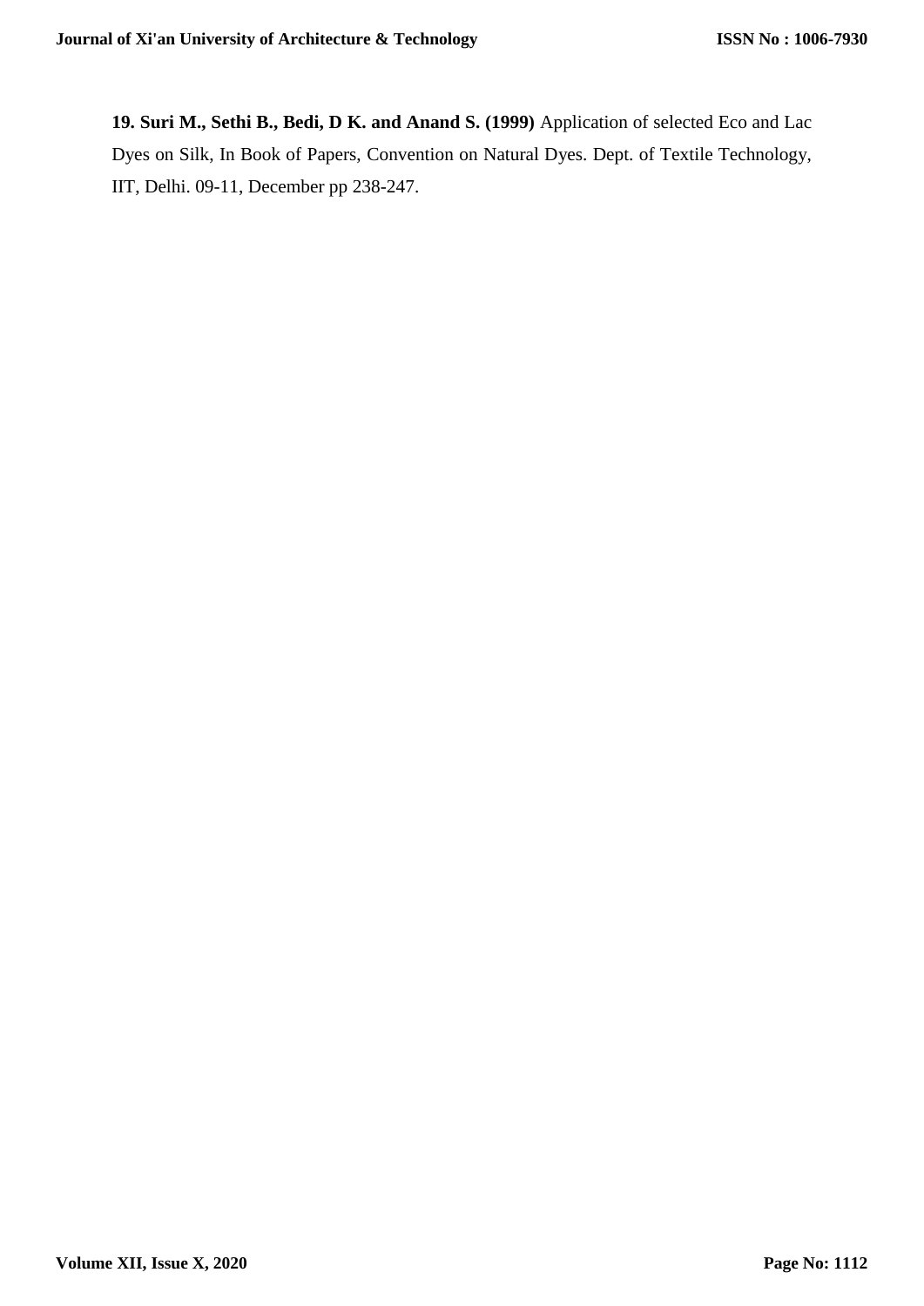**19. Suri M., Sethi B., Bedi, D K. and Anand S. (1999)** Application of selected Eco and Lac Dyes on Silk, In Book of Papers, Convention on Natural Dyes. Dept. of Textile Technology, IIT, Delhi. 09-11, December pp 238-247.